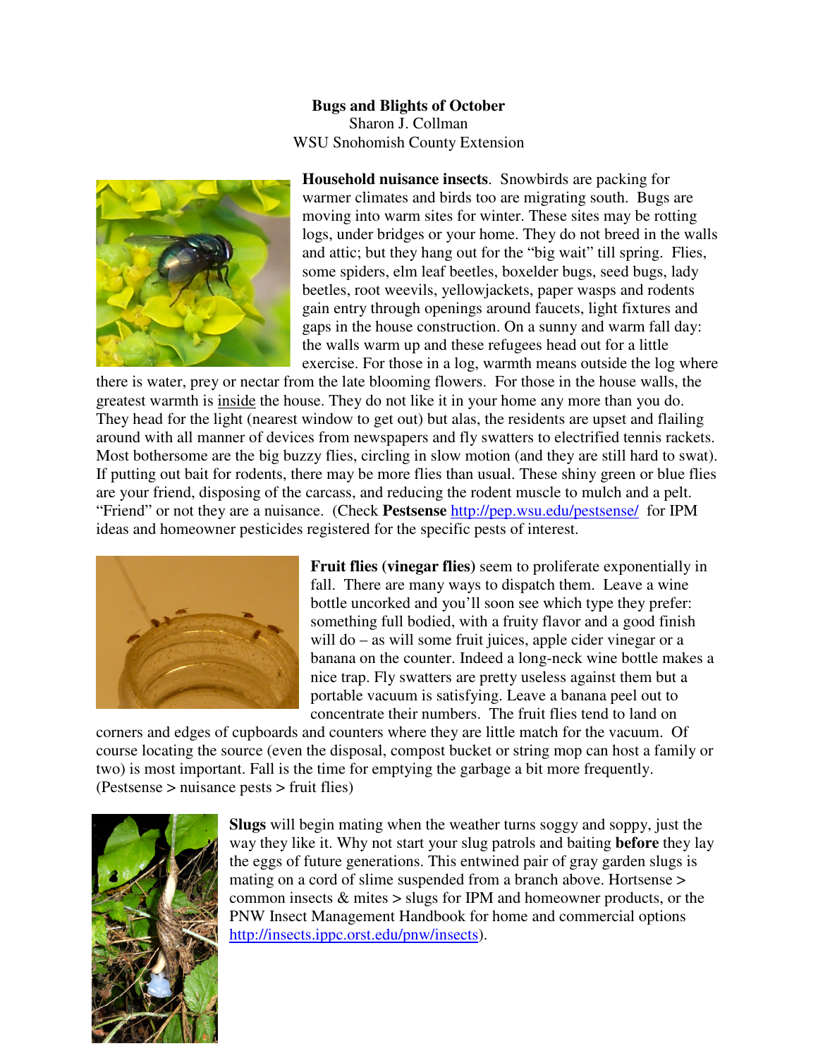**Bugs and Blights of October**
Sharon J. Collman
WSU Snohomish County Extension

**Household nuisance insects**. Snowbirds are packing for warmer climates and birds too are migrating south. Bugs are moving into warm sites for winter. These sites may be rotting logs, under bridges or your home. They do not breed in the walls and attic; but they hang out for the "big wait" till spring. Flies, some spiders, elm leaf beetles, boxelder bugs, seed bugs, lady beetles, root weevils, yellowjackets, paper wasps and rodents gain entry through openings around faucets, light fixtures and gaps in the house construction. On a sunny and warm fall day: the walls warm up and these refugees head out for a little exercise. For those in a log, warmth means outside the log where there is water, prey or nectar from the late blooming flowers. For those in the house walls, the greatest warmth is inside the house. They do not like it in your home any more than you do. They head for the light (nearest window to get out) but alas, the residents are upset and flailing around with all manner of devices from newspapers and fly swatters to electrified tennis rackets. Most bothersome are the big buzzy flies, circling in slow motion (and they are still hard to swat). If putting out bait for rodents, there may be more flies than usual. These shiny green or blue flies are your friend, disposing of the carcass, and reducing the rodent muscle to mulch and a pelt. "Friend" or not they are a nuisance. (Check **Pestsense** http://pep.wsu.edu/pestsense/ for IPM ideas and homeowner pesticides registered for the specific pests of interest.

**Fruit flies (vinegar flies)** seem to proliferate exponentially in fall. There are many ways to dispatch them. Leave a wine bottle uncorked and you'll soon see which type they prefer: something full bodied, with a fruity flavor and a good finish will do – as will some fruit juices, apple cider vinegar or a banana on the counter. Indeed a long-neck wine bottle makes a nice trap. Fly swatters are pretty useless against them but a portable vacuum is satisfying. Leave a banana peel out to concentrate their numbers. The fruit flies tend to land on corners and edges of cupboards and counters where they are little match for the vacuum. Of course locating the source (even the disposal, compost bucket or string mop can host a family or two) is most important. Fall is the time for emptying the garbage a bit more frequently. (Pestsense > nuisance pests > fruit flies)

**Slugs** will begin mating when the weather turns soggy and soppy, just the way they like it. Why not start your slug patrols and baiting **before** they lay the eggs of future generations. This entwined pair of gray garden slugs is mating on a cord of slime suspended from a branch above. Hortsense > common insects & mites > slugs for IPM and homeowner products, or the PNW Insect Management Handbook for home and commercial options http://insects.ippc.orst.edu/pnw/insects).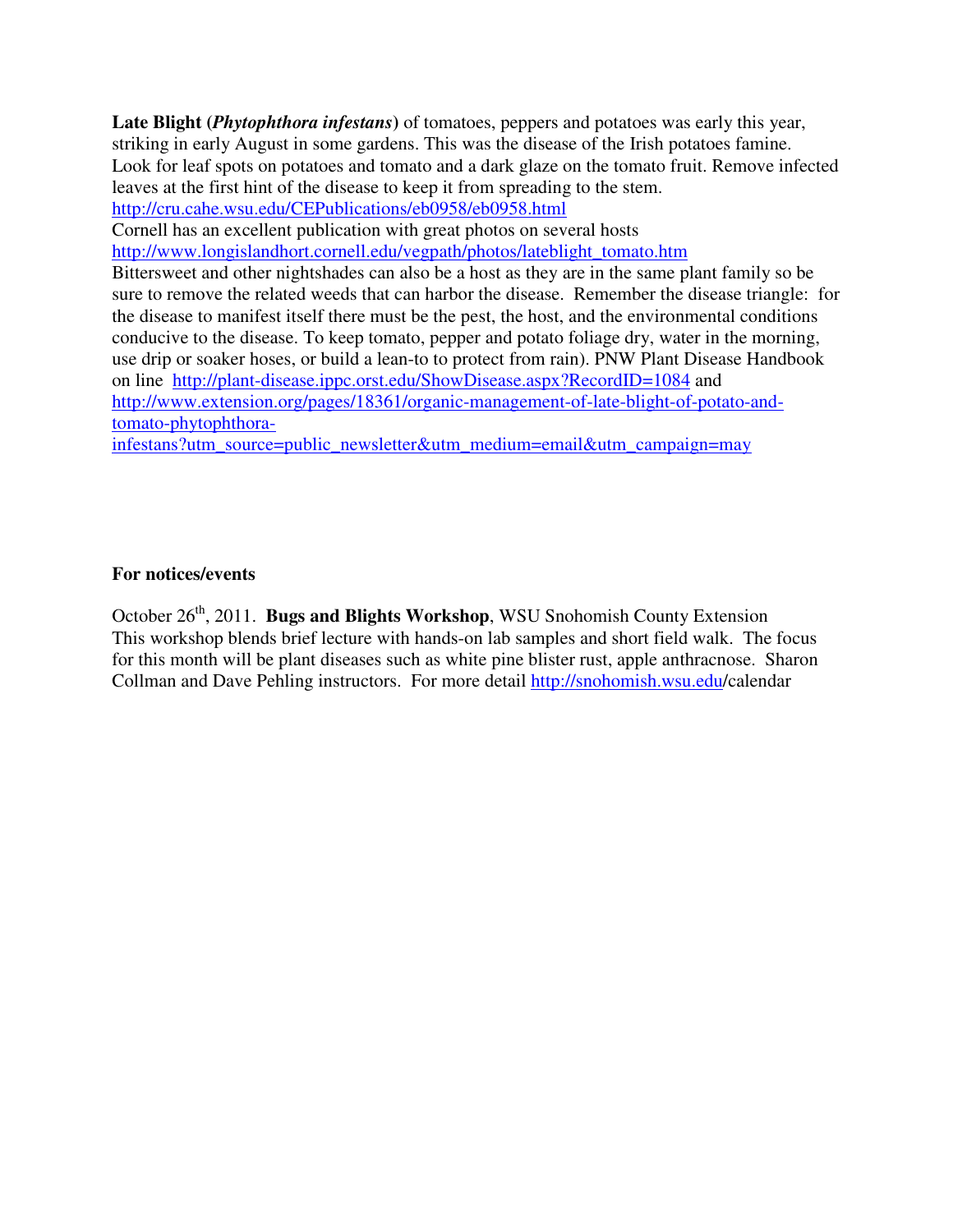**Late Blight (*Phytophthora infestans*)** of tomatoes, peppers and potatoes was early this year, striking in early August in some gardens. This was the disease of the Irish potatoes famine. Look for leaf spots on potatoes and tomato and a dark glaze on the tomato fruit. Remove infected leaves at the first hint of the disease to keep it from spreading to the stem. http://cru.cahe.wsu.edu/CEPublications/eb0958/eb0958.html
Cornell has an excellent publication with great photos on several hosts http://www.longislandhort.cornell.edu/vegpath/photos/lateblight_tomato.htm
Bittersweet and other nightshades can also be a host as they are in the same plant family so be sure to remove the related weeds that can harbor the disease. Remember the disease triangle: for the disease to manifest itself there must be the pest, the host, and the environmental conditions conducive to the disease. To keep tomato, pepper and potato foliage dry, water in the morning, use drip or soaker hoses, or build a lean-to to protect from rain). PNW Plant Disease Handbook on line http://plant-disease.ippc.orst.edu/ShowDisease.aspx?RecordID=1084 and http://www.extension.org/pages/18361/organic-management-of-late-blight-of-potato-and-tomato-phytophthora-infestans?utm_source=public_newsletter&utm_medium=email&utm_campaign=may

**For notices/events**

October 26th, 2011. **Bugs and Blights Workshop**, WSU Snohomish County Extension
This workshop blends brief lecture with hands-on lab samples and short field walk. The focus for this month will be plant diseases such as white pine blister rust, apple anthracnose. Sharon Collman and Dave Pehling instructors. For more detail http://snohomish.wsu.edu/calendar